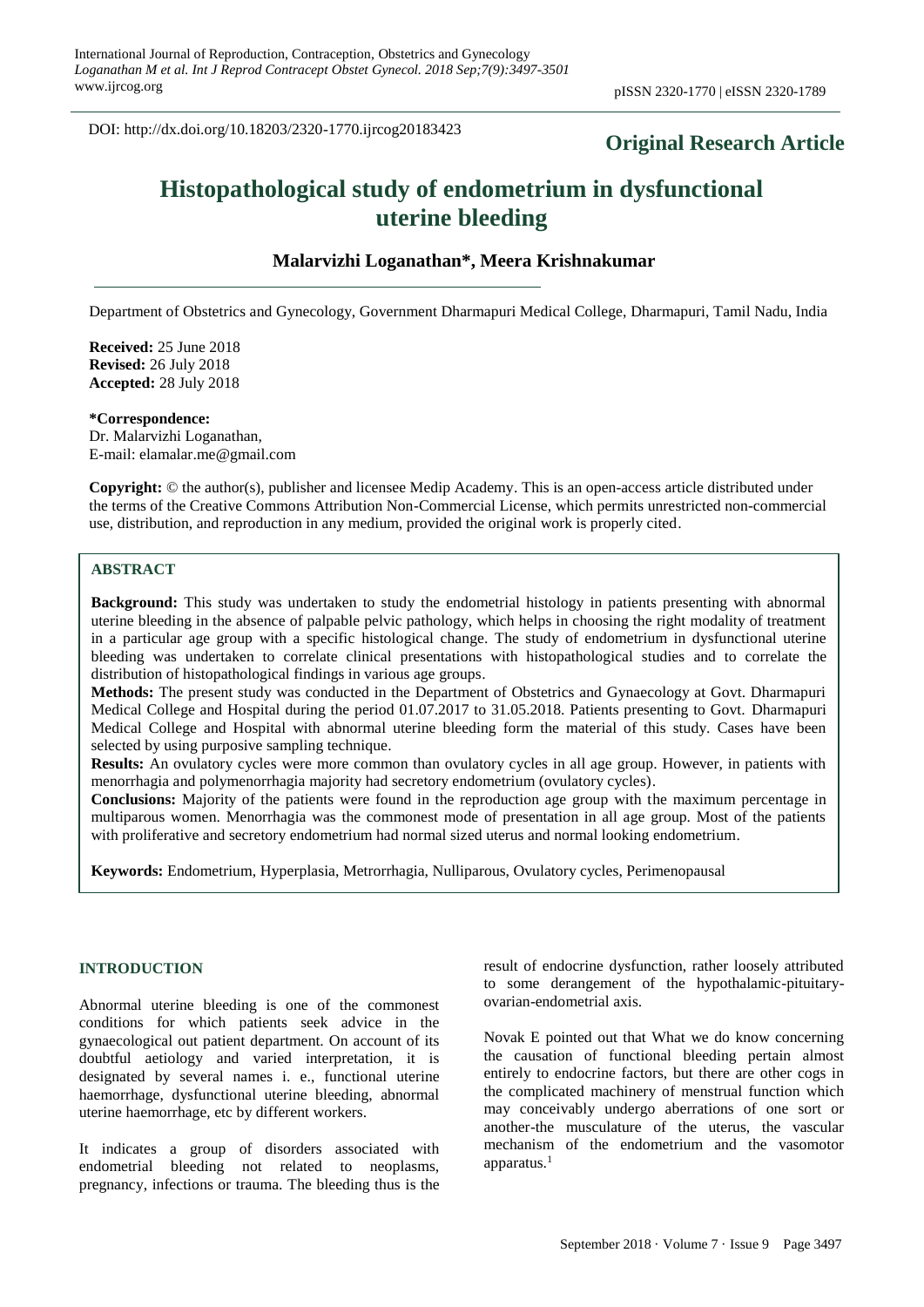DOI: http://dx.doi.org/10.18203/2320-1770.ijrcog20183423

**Original Research Article**

# Histopathological study of endometrium in dysfunctional uterine bleeding

**Malarvizhi Loganathan\*, Meera Krishnakumar**

Department of Obstetrics and Gynecology, Government Dharmapuri Medical College, Dharmapuri, Tamil Nadu, India

**Received:** 25 June 2018
**Revised:** 26 July 2018
**Accepted:** 28 July 2018

**\*Correspondence:**
Dr. Malarvizhi Loganathan,
E-mail: elamalar.me@gmail.com

**Copyright:** © the author(s), publisher and licensee Medip Academy. This is an open-access article distributed under the terms of the Creative Commons Attribution Non-Commercial License, which permits unrestricted non-commercial use, distribution, and reproduction in any medium, provided the original work is properly cited.

## ABSTRACT

**Background:** This study was undertaken to study the endometrial histology in patients presenting with abnormal uterine bleeding in the absence of palpable pelvic pathology, which helps in choosing the right modality of treatment in a particular age group with a specific histological change. The study of endometrium in dysfunctional uterine bleeding was undertaken to correlate clinical presentations with histopathological studies and to correlate the distribution of histopathological findings in various age groups.

**Methods:** The present study was conducted in the Department of Obstetrics and Gynaecology at Govt. Dharmapuri Medical College and Hospital during the period 01.07.2017 to 31.05.2018. Patients presenting to Govt. Dharmapuri Medical College and Hospital with abnormal uterine bleeding form the material of this study. Cases have been selected by using purposive sampling technique.

**Results:** An ovulatory cycles were more common than ovulatory cycles in all age group. However, in patients with menorrhagia and polymenorrhagia majority had secretory endometrium (ovulatory cycles).

**Conclusions:** Majority of the patients were found in the reproduction age group with the maximum percentage in multiparous women. Menorrhagia was the commonest mode of presentation in all age group. Most of the patients with proliferative and secretory endometrium had normal sized uterus and normal looking endometrium.

**Keywords:** Endometrium, Hyperplasia, Metrorrhagia, Nulliparous, Ovulatory cycles, Perimenopausal

## INTRODUCTION

Abnormal uterine bleeding is one of the commonest conditions for which patients seek advice in the gynaecological out patient department. On account of its doubtful aetiology and varied interpretation, it is designated by several names i. e., functional uterine haemorrhage, dysfunctional uterine bleeding, abnormal uterine haemorrhage, etc by different workers.

It indicates a group of disorders associated with endometrial bleeding not related to neoplasms, pregnancy, infections or trauma. The bleeding thus is the result of endocrine dysfunction, rather loosely attributed to some derangement of the hypothalamic-pituitary-ovarian-endometrial axis.

Novak E pointed out that What we do know concerning the causation of functional bleeding pertain almost entirely to endocrine factors, but there are other cogs in the complicated machinery of menstrual function which may conceivably undergo aberrations of one sort or another-the musculature of the uterus, the vascular mechanism of the endometrium and the vasomotor apparatus.[1]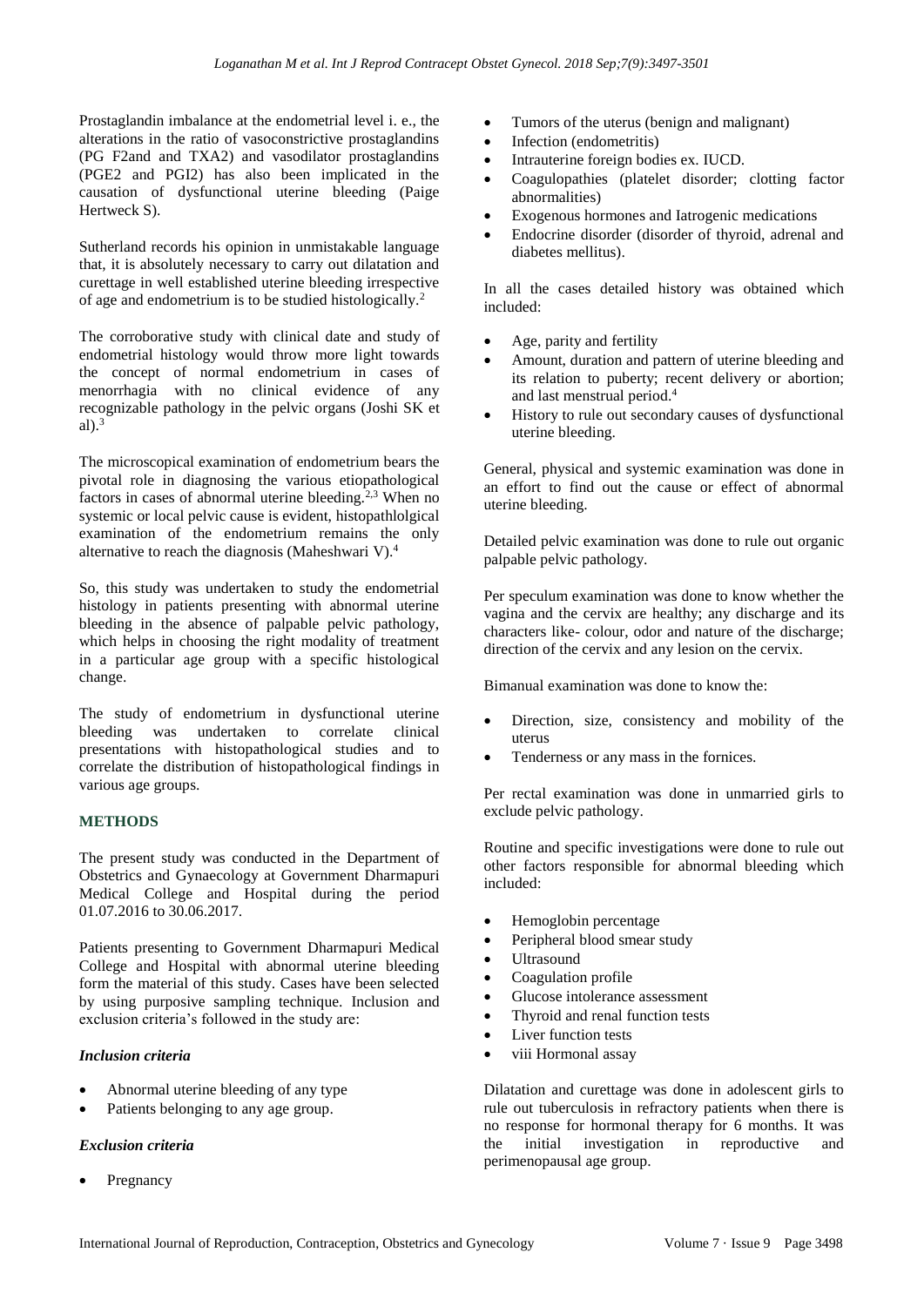Prostaglandin imbalance at the endometrial level i. e., the alterations in the ratio of vasoconstrictive prostaglandins (PG F2and and TXA2) and vasodilator prostaglandins (PGE2 and PGI2) has also been implicated in the causation of dysfunctional uterine bleeding (Paige Hertweck S).

Sutherland records his opinion in unmistakable language that, it is absolutely necessary to carry out dilatation and curettage in well established uterine bleeding irrespective of age and endometrium is to be studied histologically.[2]

The corroborative study with clinical date and study of endometrial histology would throw more light towards the concept of normal endometrium in cases of menorrhagia with no clinical evidence of any recognizable pathology in the pelvic organs (Joshi SK et al).[3]

The microscopical examination of endometrium bears the pivotal role in diagnosing the various etiopathological factors in cases of abnormal uterine bleeding.[2,3] When no systemic or local pelvic cause is evident, histopathlolgical examination of the endometrium remains the only alternative to reach the diagnosis (Maheshwari V).[4]

So, this study was undertaken to study the endometrial histology in patients presenting with abnormal uterine bleeding in the absence of palpable pelvic pathology, which helps in choosing the right modality of treatment in a particular age group with a specific histological change.

The study of endometrium in dysfunctional uterine bleeding was undertaken to correlate clinical presentations with histopathological studies and to correlate the distribution of histopathological findings in various age groups.

## METHODS

The present study was conducted in the Department of Obstetrics and Gynaecology at Government Dharmapuri Medical College and Hospital during the period 01.07.2016 to 30.06.2017.

Patients presenting to Government Dharmapuri Medical College and Hospital with abnormal uterine bleeding form the material of this study. Cases have been selected by using purposive sampling technique. Inclusion and exclusion criteria's followed in the study are:

### *Inclusion criteria*

- Abnormal uterine bleeding of any type
- Patients belonging to any age group.

### *Exclusion criteria*

- Pregnancy
- Tumors of the uterus (benign and malignant)
- Infection (endometritis)
- Intrauterine foreign bodies ex. IUCD.
- Coagulopathies (platelet disorder; clotting factor abnormalities)
- Exogenous hormones and Iatrogenic medications
- Endocrine disorder (disorder of thyroid, adrenal and diabetes mellitus).

In all the cases detailed history was obtained which included:

- Age, parity and fertility
- Amount, duration and pattern of uterine bleeding and its relation to puberty; recent delivery or abortion; and last menstrual period.[4]
- History to rule out secondary causes of dysfunctional uterine bleeding.

General, physical and systemic examination was done in an effort to find out the cause or effect of abnormal uterine bleeding.

Detailed pelvic examination was done to rule out organic palpable pelvic pathology.

Per speculum examination was done to know whether the vagina and the cervix are healthy; any discharge and its characters like- colour, odor and nature of the discharge; direction of the cervix and any lesion on the cervix.

Bimanual examination was done to know the:

- Direction, size, consistency and mobility of the uterus
- Tenderness or any mass in the fornices.

Per rectal examination was done in unmarried girls to exclude pelvic pathology.

Routine and specific investigations were done to rule out other factors responsible for abnormal bleeding which included:

- Hemoglobin percentage
- Peripheral blood smear study
- Ultrasound
- Coagulation profile
- Glucose intolerance assessment
- Thyroid and renal function tests
- Liver function tests
- viii Hormonal assay

Dilatation and curettage was done in adolescent girls to rule out tuberculosis in refractory patients when there is no response for hormonal therapy for 6 months. It was the initial investigation in reproductive and perimenopausal age group.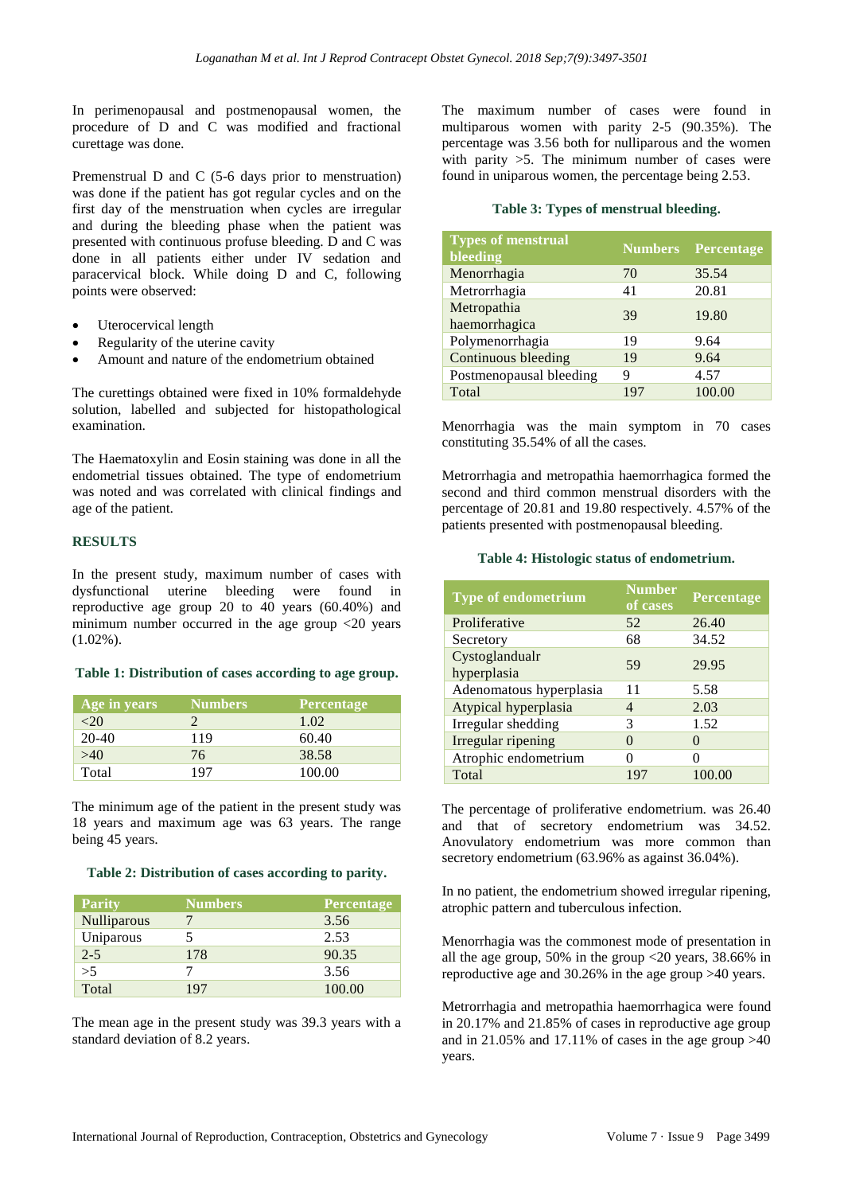In perimenopausal and postmenopausal women, the procedure of D and C was modified and fractional curettage was done.

Premenstrual D and C (5-6 days prior to menstruation) was done if the patient has got regular cycles and on the first day of the menstruation when cycles are irregular and during the bleeding phase when the patient was presented with continuous profuse bleeding. D and C was done in all patients either under IV sedation and paracervical block. While doing D and C, following points were observed:

- Uterocervical length
- Regularity of the uterine cavity
- Amount and nature of the endometrium obtained

The curettings obtained were fixed in 10% formaldehyde solution, labelled and subjected for histopathological examination.

The Haematoxylin and Eosin staining was done in all the endometrial tissues obtained. The type of endometrium was noted and was correlated with clinical findings and age of the patient.

## RESULTS

In the present study, maximum number of cases with dysfunctional uterine bleeding were found in reproductive age group 20 to 40 years (60.40%) and minimum number occurred in the age group <20 years (1.02%).

**Table 1: Distribution of cases according to age group.**

| Age in years | Numbers | Percentage |
|---|---|---|
| <20 | 2 | 1.02 |
| 20-40 | 119 | 60.40 |
| >40 | 76 | 38.58 |
| Total | 197 | 100.00 |

The minimum age of the patient in the present study was 18 years and maximum age was 63 years. The range being 45 years.

**Table 2: Distribution of cases according to parity.**

| Parity | Numbers | Percentage |
|---|---|---|
| Nulliparous | 7 | 3.56 |
| Uniparous | 5 | 2.53 |
| 2-5 | 178 | 90.35 |
| >5 | 7 | 3.56 |
| Total | 197 | 100.00 |

The mean age in the present study was 39.3 years with a standard deviation of 8.2 years.

The maximum number of cases were found in multiparous women with parity 2-5 (90.35%). The percentage was 3.56 both for nulliparous and the women with parity >5. The minimum number of cases were found in uniparous women, the percentage being 2.53.

**Table 3: Types of menstrual bleeding.**

| Types of menstrual bleeding | Numbers | Percentage |
|---|---|---|
| Menorrhagia | 70 | 35.54 |
| Metrorrhagia | 41 | 20.81 |
| Metropathia haemorrhagica | 39 | 19.80 |
| Polymenorrhagia | 19 | 9.64 |
| Continuous bleeding | 19 | 9.64 |
| Postmenopausal bleeding | 9 | 4.57 |
| Total | 197 | 100.00 |

Menorrhagia was the main symptom in 70 cases constituting 35.54% of all the cases.

Metrorrhagia and metropathia haemorrhagica formed the second and third common menstrual disorders with the percentage of 20.81 and 19.80 respectively. 4.57% of the patients presented with postmenopausal bleeding.

**Table 4: Histologic status of endometrium.**

| Type of endometrium | Number of cases | Percentage |
|---|---|---|
| Proliferative | 52 | 26.40 |
| Secretory | 68 | 34.52 |
| Cystoglandualr hyperplasia | 59 | 29.95 |
| Adenomatous hyperplasia | 11 | 5.58 |
| Atypical hyperplasia | 4 | 2.03 |
| Irregular shedding | 3 | 1.52 |
| Irregular ripening | 0 | 0 |
| Atrophic endometrium | 0 | 0 |
| Total | 197 | 100.00 |

The percentage of proliferative endometrium. was 26.40 and that of secretory endometrium was 34.52. Anovulatory endometrium was more common than secretory endometrium (63.96% as against 36.04%).

In no patient, the endometrium showed irregular ripening, atrophic pattern and tuberculous infection.

Menorrhagia was the commonest mode of presentation in all the age group, 50% in the group <20 years, 38.66% in reproductive age and 30.26% in the age group >40 years.

Metrorrhagia and metropathia haemorrhagica were found in 20.17% and 21.85% of cases in reproductive age group and in 21.05% and 17.11% of cases in the age group >40 years.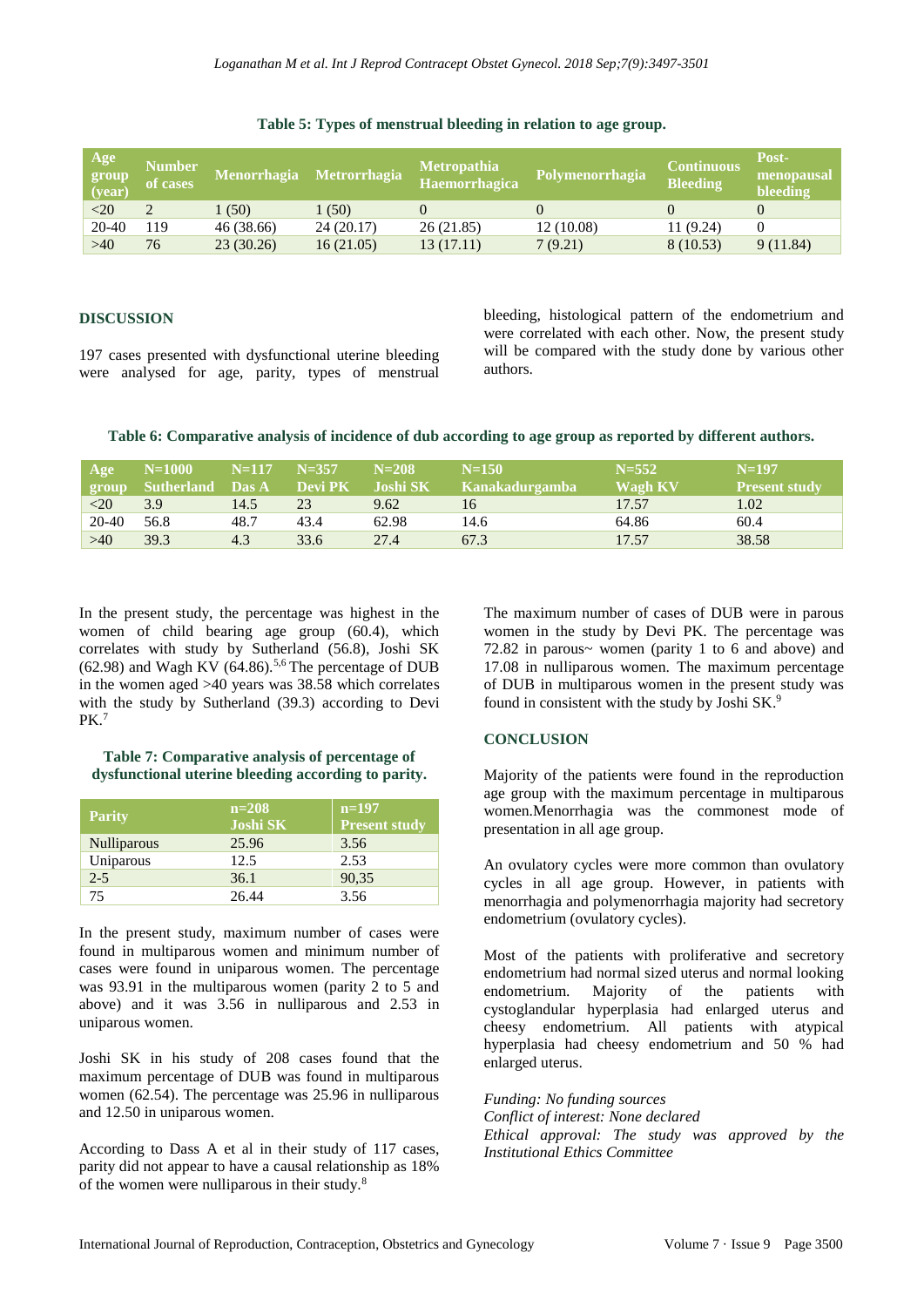**Table 5: Types of menstrual bleeding in relation to age group.**

| Age group (year) | Number of cases | Menorrhagia | Metrorrhagia | Metropathia Haemorrhagica | Polymenorrhagia | Continuous Bleeding | Post-menopausal bleeding |
|---|---|---|---|---|---|---|---|
| <20 | 2 | 1 (50) | 1 (50) | 0 | 0 | 0 | 0 |
| 20-40 | 119 | 46 (38.66) | 24 (20.17) | 26 (21.85) | 12 (10.08) | 11 (9.24) | 0 |
| >40 | 76 | 23 (30.26) | 16 (21.05) | 13 (17.11) | 7 (9.21) | 8 (10.53) | 9 (11.84) |

## DISCUSSION

197 cases presented with dysfunctional uterine bleeding were analysed for age, parity, types of menstrual bleeding, histological pattern of the endometrium and were correlated with each other. Now, the present study will be compared with the study done by various other authors.

**Table 6: Comparative analysis of incidence of dub according to age group as reported by different authors.**

| Age group | N=1000 Sutherland | N=117 Das A | N=357 Devi PK | N=208 Joshi SK | N=150 Kanakadurgamba | N=552 Wagh KV | N=197 Present study |
|---|---|---|---|---|---|---|---|
| <20 | 3.9 | 14.5 | 23 | 9.62 | 16 | 17.57 | 1.02 |
| 20-40 | 56.8 | 48.7 | 43.4 | 62.98 | 14.6 | 64.86 | 60.4 |
| >40 | 39.3 | 4.3 | 33.6 | 27.4 | 67.3 | 17.57 | 38.58 |

In the present study, the percentage was highest in the women of child bearing age group (60.4), which correlates with study by Sutherland (56.8), Joshi SK (62.98) and Wagh KV (64.86).[5,6] The percentage of DUB in the women aged >40 years was 38.58 which correlates with the study by Sutherland (39.3) according to Devi PK.[7]

**Table 7: Comparative analysis of percentage of dysfunctional uterine bleeding according to parity.**

| Parity | n=208 Joshi SK | n=197 Present study |
|---|---|---|
| Nulliparous | 25.96 | 3.56 |
| Uniparous | 12.5 | 2.53 |
| 2-5 | 36.1 | 90,35 |
| 75 | 26.44 | 3.56 |

In the present study, maximum number of cases were found in multiparous women and minimum number of cases were found in uniparous women. The percentage was 93.91 in the multiparous women (parity 2 to 5 and above) and it was 3.56 in nulliparous and 2.53 in uniparous women.

Joshi SK in his study of 208 cases found that the maximum percentage of DUB was found in multiparous women (62.54). The percentage was 25.96 in nulliparous and 12.50 in uniparous women.

According to Dass A et al in their study of 117 cases, parity did not appear to have a causal relationship as 18% of the women were nulliparous in their study.[8]

The maximum number of cases of DUB were in parous women in the study by Devi PK. The percentage was 72.82 in parous~ women (parity 1 to 6 and above) and 17.08 in nulliparous women. The maximum percentage of DUB in multiparous women in the present study was found in consistent with the study by Joshi SK.[9]

## CONCLUSION

Majority of the patients were found in the reproduction age group with the maximum percentage in multiparous women.Menorrhagia was the commonest mode of presentation in all age group.

An ovulatory cycles were more common than ovulatory cycles in all age group. However, in patients with menorrhagia and polymenorrhagia majority had secretory endometrium (ovulatory cycles).

Most of the patients with proliferative and secretory endometrium had normal sized uterus and normal looking endometrium. Majority of the patients with cystoglandular hyperplasia had enlarged uterus and cheesy endometrium. All patients with atypical hyperplasia had cheesy endometrium and 50 % had enlarged uterus.

*Funding: No funding sources*
*Conflict of interest: None declared*
*Ethical approval: The study was approved by the Institutional Ethics Committee*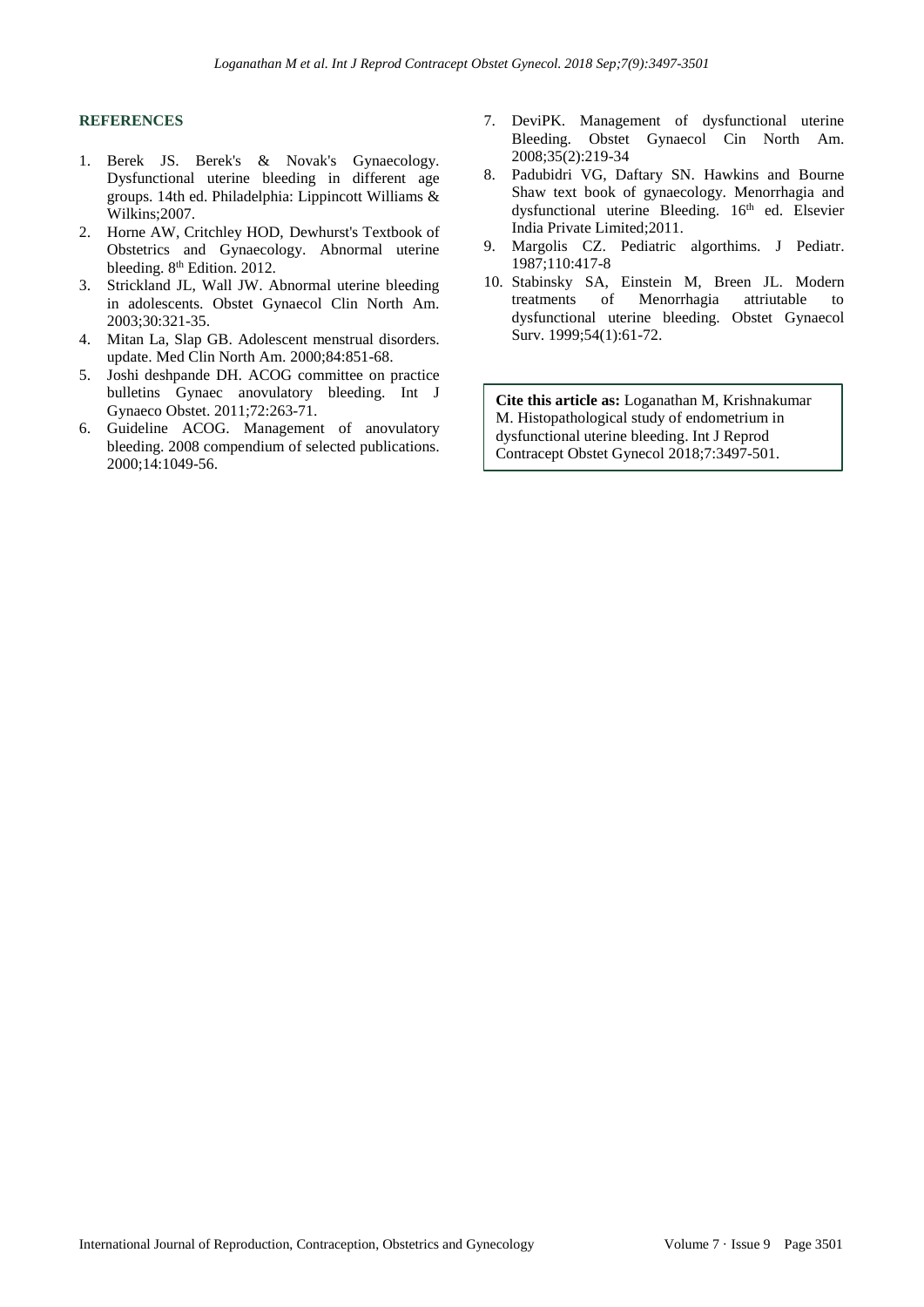## REFERENCES

1. Berek JS. Berek's & Novak's Gynaecology. Dysfunctional uterine bleeding in different age groups. 14th ed. Philadelphia: Lippincott Williams & Wilkins;2007.
2. Horne AW, Critchley HOD, Dewhurst's Textbook of Obstetrics and Gynaecology. Abnormal uterine bleeding. 8th Edition. 2012.
3. Strickland JL, Wall JW. Abnormal uterine bleeding in adolescents. Obstet Gynaecol Clin North Am. 2003;30:321-35.
4. Mitan La, Slap GB. Adolescent menstrual disorders. update. Med Clin North Am. 2000;84:851-68.
5. Joshi deshpande DH. ACOG committee on practice bulletins Gynaec anovulatory bleeding. Int J Gynaeco Obstet. 2011;72:263-71.
6. Guideline ACOG. Management of anovulatory bleeding. 2008 compendium of selected publications. 2000;14:1049-56.
7. DeviPK. Management of dysfunctional uterine Bleeding. Obstet Gynaecol Cin North Am. 2008;35(2):219-34
8. Padubidri VG, Daftary SN. Hawkins and Bourne Shaw text book of gynaecology. Menorrhagia and dysfunctional uterine Bleeding. 16th ed. Elsevier India Private Limited;2011.
9. Margolis CZ. Pediatric algorthims. J Pediatr. 1987;110:417-8
10. Stabinsky SA, Einstein M, Breen JL. Modern treatments of Menorrhagia attriutable to dysfunctional uterine bleeding. Obstet Gynaecol Surv. 1999;54(1):61-72.

**Cite this article as:** Loganathan M, Krishnakumar M. Histopathological study of endometrium in dysfunctional uterine bleeding. Int J Reprod Contracept Obstet Gynecol 2018;7:3497-501.